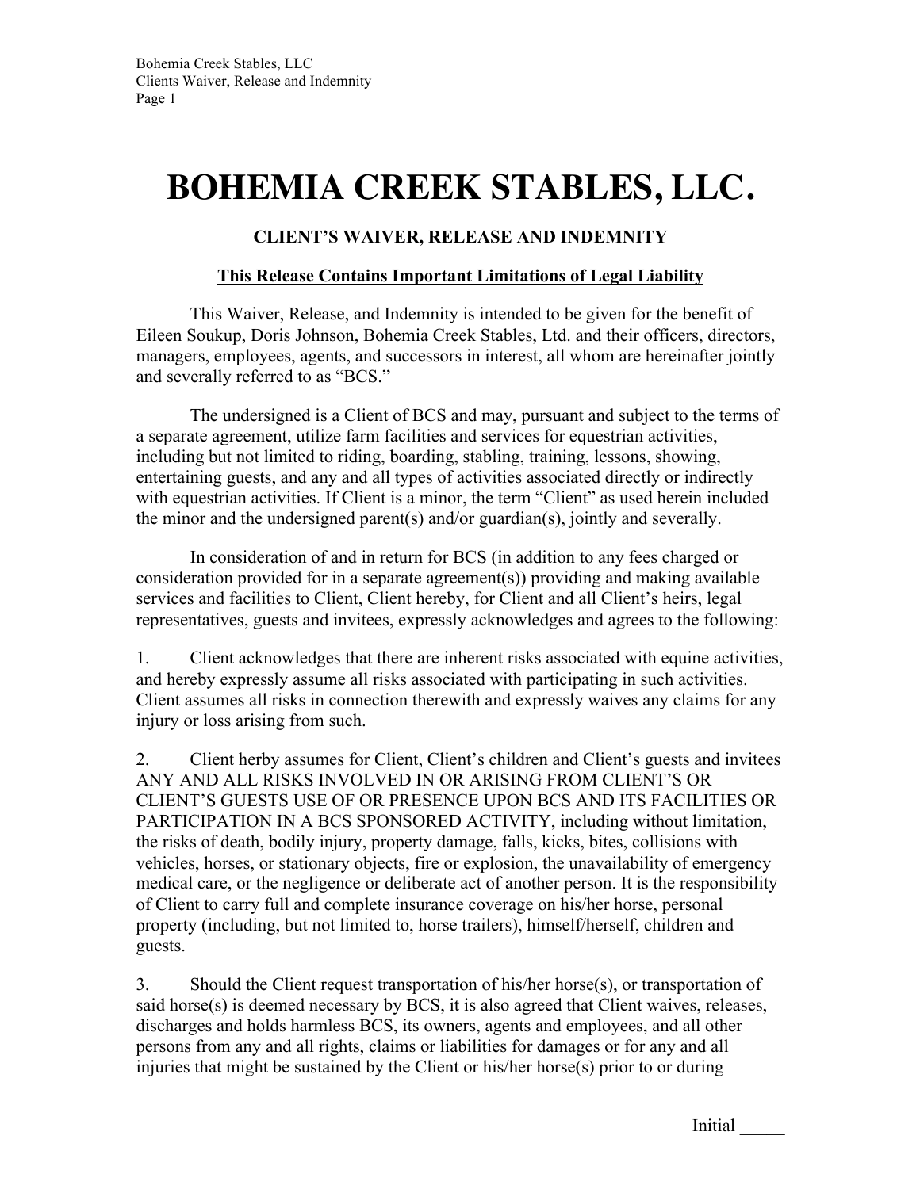# BOHEMIA CREEK STABLES, LLC.

## CLIENT'S WAIVER, RELEASE AND INDEMNITY

**<u>This Release Contains Important Limitations of Legal Liability</u>**

This Waiver, Release, and Indemnity is intended to be given for the benefit of Eileen Soukup, Doris Johnson, Bohemia Creek Stables, Ltd. and their officers, directors, managers, employees, agents, and successors in interest, all whom are hereinafter jointly and severally referred to as "BCS."

The undersigned is a Client of BCS and may, pursuant and subject to the terms of a separate agreement, utilize farm facilities and services for equestrian activities, including but not limited to riding, boarding, stabling, training, lessons, showing, entertaining guests, and any and all types of activities associated directly or indirectly with equestrian activities. If Client is a minor, the term "Client" as used herein included the minor and the undersigned parent(s) and/or guardian(s), jointly and severally.

In consideration of and in return for BCS (in addition to any fees charged or consideration provided for in a separate agreement(s)) providing and making available services and facilities to Client, Client hereby, for Client and all Client's heirs, legal representatives, guests and invitees, expressly acknowledges and agrees to the following:

1. Client acknowledges that there are inherent risks associated with equine activities, and hereby expressly assume all risks associated with participating in such activities. Client assumes all risks in connection therewith and expressly waives any claims for any injury or loss arising from such.

2. Client herby assumes for Client, Client's children and Client's guests and invitees ANY AND ALL RISKS INVOLVED IN OR ARISING FROM CLIENT'S OR CLIENT'S GUESTS USE OF OR PRESENCE UPON BCS AND ITS FACILITIES OR PARTICIPATION IN A BCS SPONSORED ACTIVITY, including without limitation, the risks of death, bodily injury, property damage, falls, kicks, bites, collisions with vehicles, horses, or stationary objects, fire or explosion, the unavailability of emergency medical care, or the negligence or deliberate act of another person. It is the responsibility of Client to carry full and complete insurance coverage on his/her horse, personal property (including, but not limited to, horse trailers), himself/herself, children and guests.

3. Should the Client request transportation of his/her horse(s), or transportation of said horse(s) is deemed necessary by BCS, it is also agreed that Client waives, releases, discharges and holds harmless BCS, its owners, agents and employees, and all other persons from any and all rights, claims or liabilities for damages or for any and all injuries that might be sustained by the Client or his/her horse(s) prior to or during

Initial _____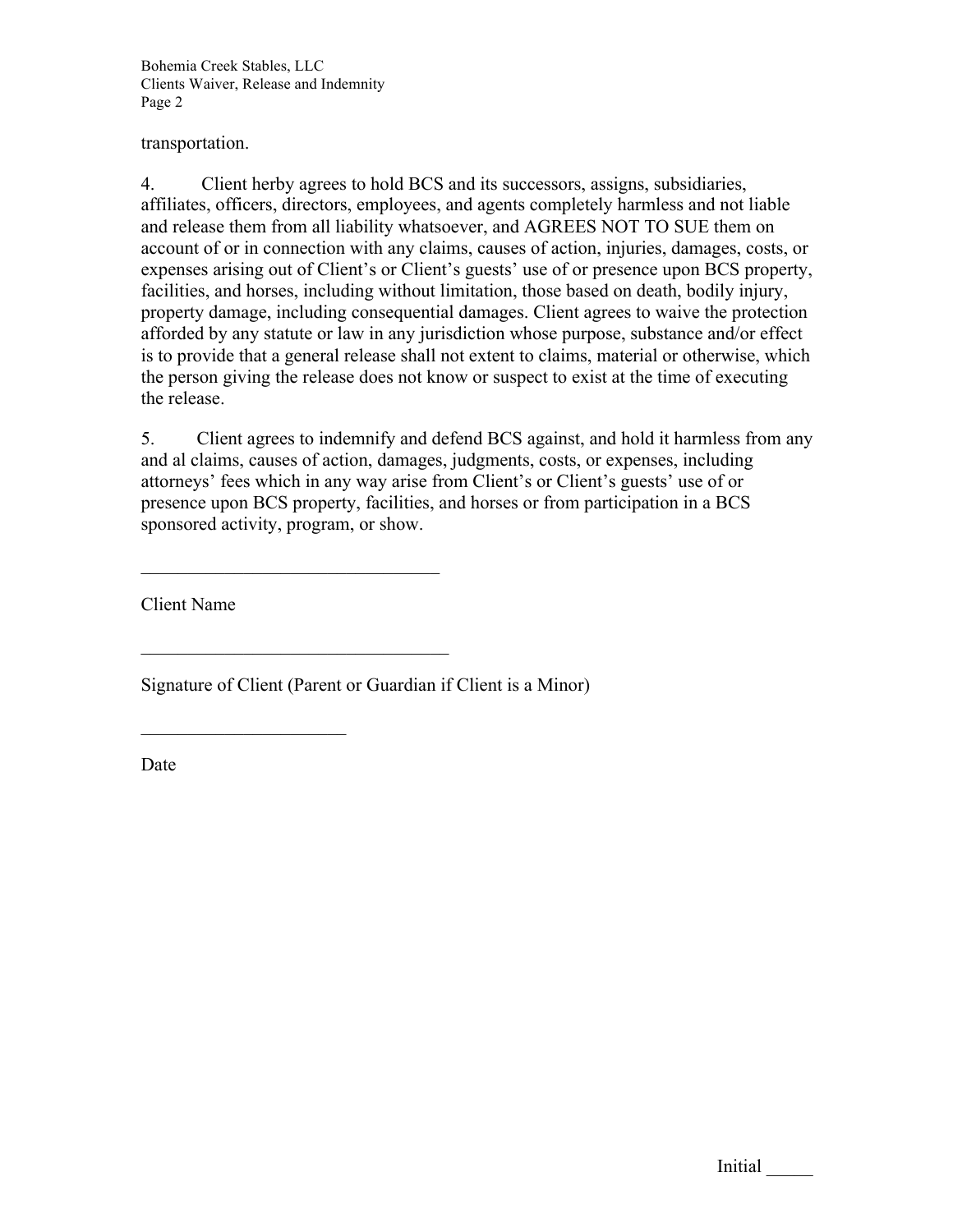transportation.

4. Client herby agrees to hold BCS and its successors, assigns, subsidiaries, affiliates, officers, directors, employees, and agents completely harmless and not liable and release them from all liability whatsoever, and AGREES NOT TO SUE them on account of or in connection with any claims, causes of action, injuries, damages, costs, or expenses arising out of Client's or Client's guests' use of or presence upon BCS property, facilities, and horses, including without limitation, those based on death, bodily injury, property damage, including consequential damages. Client agrees to waive the protection afforded by any statute or law in any jurisdiction whose purpose, substance and/or effect is to provide that a general release shall not extent to claims, material or otherwise, which the person giving the release does not know or suspect to exist at the time of executing the release.

5. Client agrees to indemnify and defend BCS against, and hold it harmless from any and al claims, causes of action, damages, judgments, costs, or expenses, including attorneys' fees which in any way arise from Client's or Client's guests' use of or presence upon BCS property, facilities, and horses or from participation in a BCS sponsored activity, program, or show.

\_\_\_\_\_\_\_\_\_\_\_\_\_\_\_\_\_\_\_\_\_\_\_\_\_\_\_\_\_\_\_\_

Client Name

\_\_\_\_\_\_\_\_\_\_\_\_\_\_\_\_\_\_\_\_\_\_\_\_\_\_\_\_\_\_\_\_\_

Signature of Client (Parent or Guardian if Client is a Minor)

\_\_\_\_\_\_\_\_\_\_\_\_\_\_\_\_\_\_\_\_\_\_

Date

Initial \_\_\_\_\_